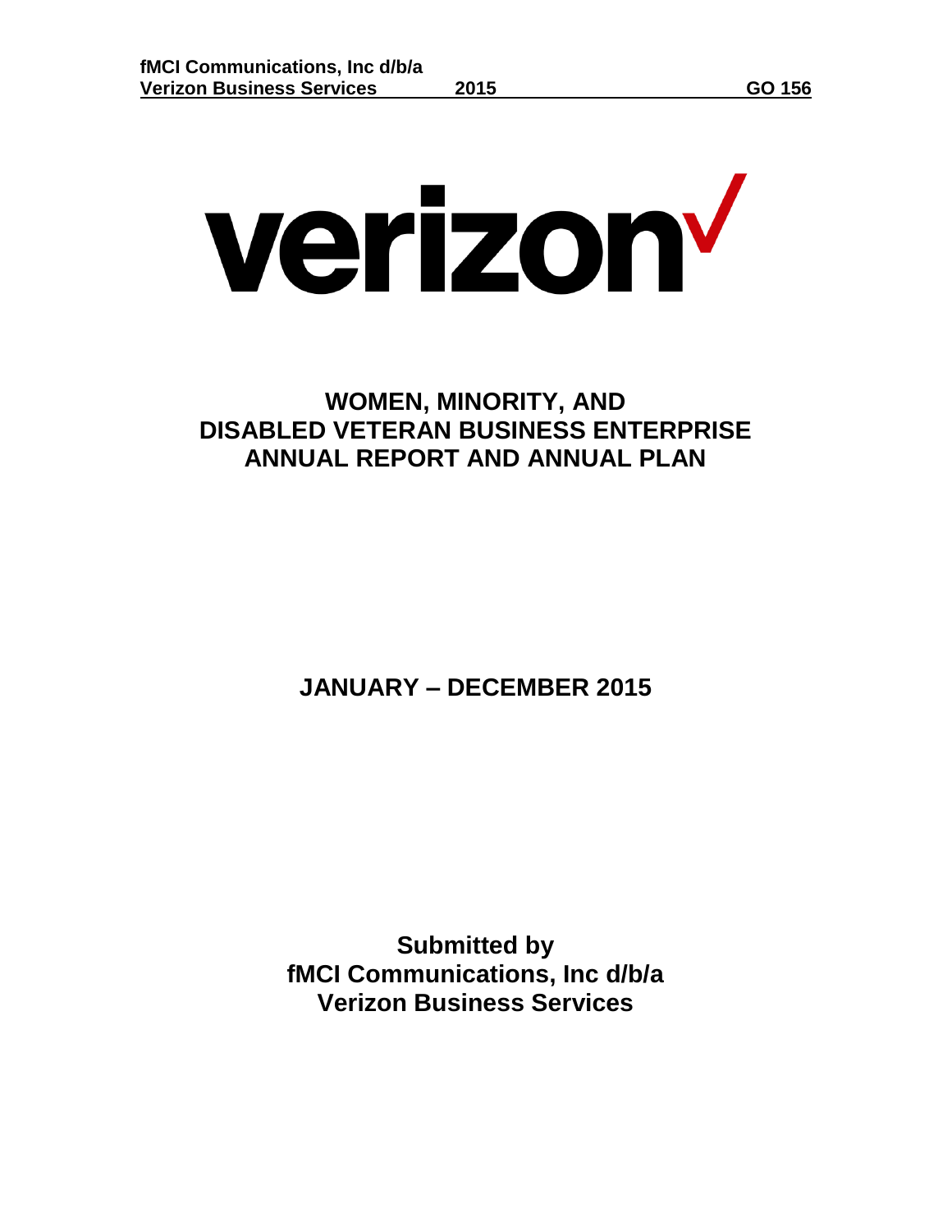verizon

# WOMEN, MINORITY, AND DISABLED VETERAN BUSINESS ENTERPRISE ANNUAL REPORT AND ANNUAL PLAN

## JANUARY – DECEMBER 2015

**Submitted by**
**fMCI Communications, Inc d/b/a**
**Verizon Business Services**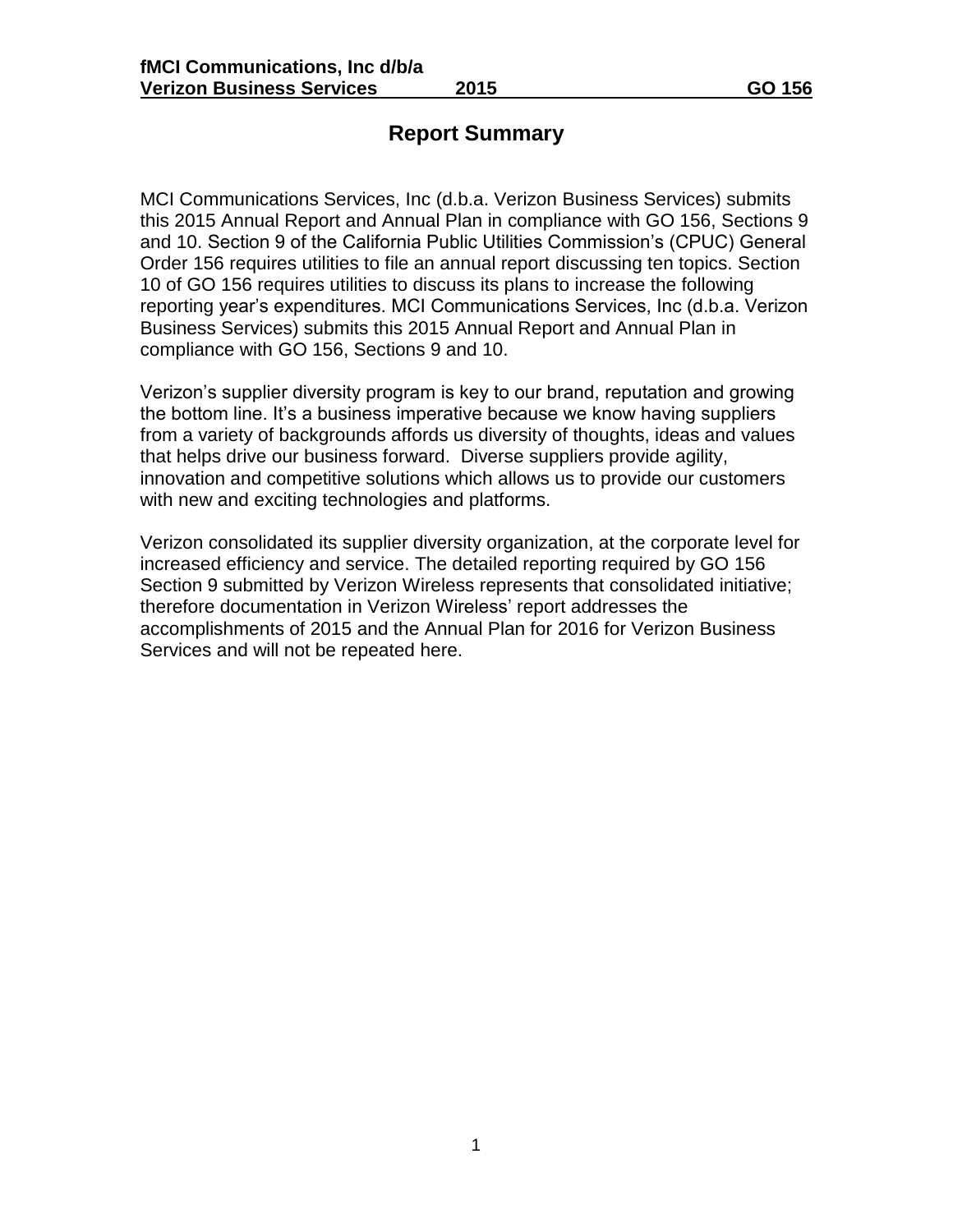# Report Summary

MCI Communications Services, Inc (d.b.a. Verizon Business Services) submits this 2015 Annual Report and Annual Plan in compliance with GO 156, Sections 9 and 10. Section 9 of the California Public Utilities Commission's (CPUC) General Order 156 requires utilities to file an annual report discussing ten topics. Section 10 of GO 156 requires utilities to discuss its plans to increase the following reporting year's expenditures. MCI Communications Services, Inc (d.b.a. Verizon Business Services) submits this 2015 Annual Report and Annual Plan in compliance with GO 156, Sections 9 and 10.

Verizon's supplier diversity program is key to our brand, reputation and growing the bottom line. It's a business imperative because we know having suppliers from a variety of backgrounds affords us diversity of thoughts, ideas and values that helps drive our business forward. Diverse suppliers provide agility, innovation and competitive solutions which allows us to provide our customers with new and exciting technologies and platforms.

Verizon consolidated its supplier diversity organization, at the corporate level for increased efficiency and service. The detailed reporting required by GO 156 Section 9 submitted by Verizon Wireless represents that consolidated initiative; therefore documentation in Verizon Wireless' report addresses the accomplishments of 2015 and the Annual Plan for 2016 for Verizon Business Services and will not be repeated here.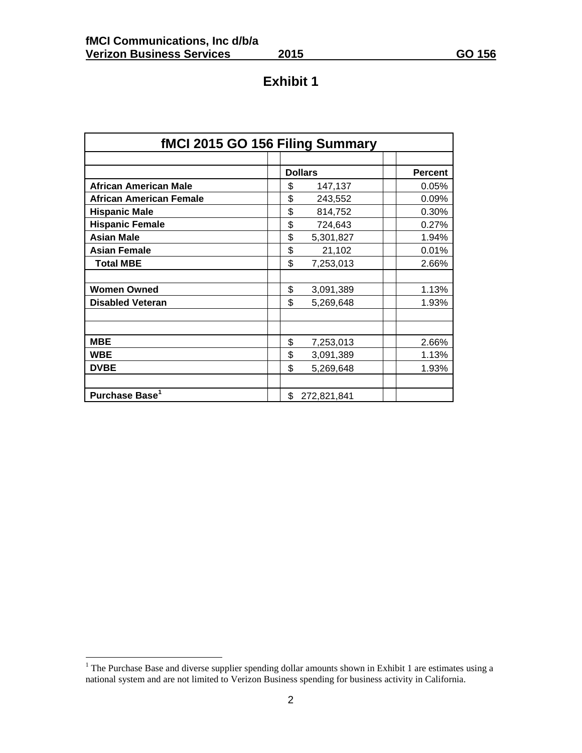# Exhibit 1

| fMCI 2015 GO 156 Filing Summary | | |
|---|---|---|
| | | |
| | **Dollars** | **Percent** |
| **African American Male** | $ 147,137 | 0.05% |
| **African American Female** | $ 243,552 | 0.09% |
| **Hispanic Male** | $ 814,752 | 0.30% |
| **Hispanic Female** | $ 724,643 | 0.27% |
| **Asian Male** | $ 5,301,827 | 1.94% |
| **Asian Female** | $ 21,102 | 0.01% |
| **Total MBE** | $ 7,253,013 | 2.66% |
| | | |
| **Women Owned** | $ 3,091,389 | 1.13% |
| **Disabled Veteran** | $ 5,269,648 | 1.93% |
| | | |
| | | |
| **MBE** | $ 7,253,013 | 2.66% |
| **WBE** | $ 3,091,389 | 1.13% |
| **DVBE** | $ 5,269,648 | 1.93% |
| | | |
| **Purchase Base[1]** | $ 272,821,841 | |

[1] The Purchase Base and diverse supplier spending dollar amounts shown in Exhibit 1 are estimates using a national system and are not limited to Verizon Business spending for business activity in California.